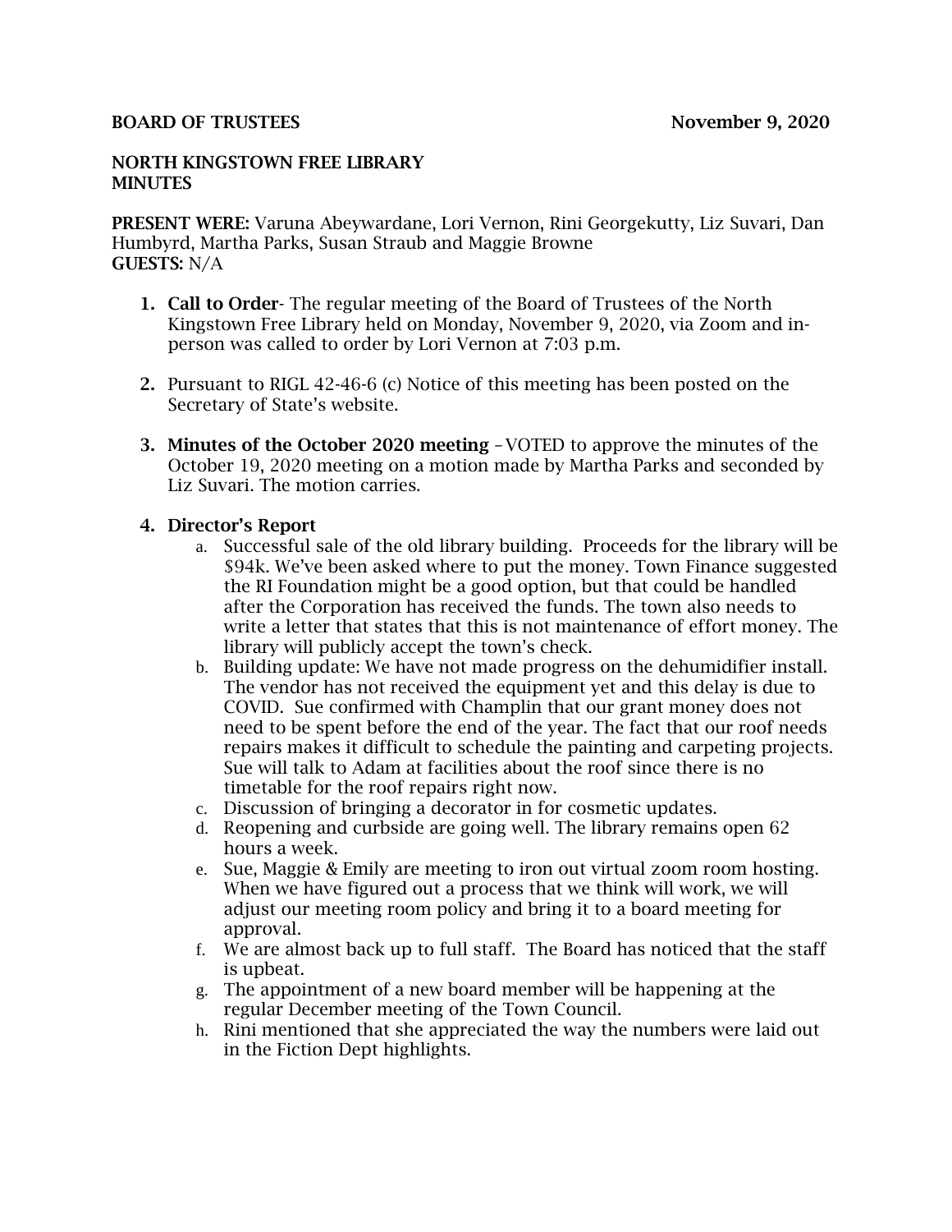**BOARD OF TRUSTEES** **November 9, 2020**

**NORTH KINGSTOWN FREE LIBRARY**
**MINUTES**

**PRESENT WERE:** Varuna Abeywardane, Lori Vernon, Rini Georgekutty, Liz Suvari, Dan Humbyrd, Martha Parks, Susan Straub and Maggie Browne
**GUESTS:** N/A

1. **Call to Order**- The regular meeting of the Board of Trustees of the North Kingstown Free Library held on Monday, November 9, 2020, via Zoom and in-person was called to order by Lori Vernon at 7:03 p.m.

2. Pursuant to RIGL 42-46-6 (c) Notice of this meeting has been posted on the Secretary of State's website.

3. **Minutes of the October 2020 meeting** –VOTED to approve the minutes of the October 19, 2020 meeting on a motion made by Martha Parks and seconded by Liz Suvari. The motion carries.

4. **Director's Report**
   a. Successful sale of the old library building. Proceeds for the library will be $94k. We've been asked where to put the money. Town Finance suggested the RI Foundation might be a good option, but that could be handled after the Corporation has received the funds. The town also needs to write a letter that states that this is not maintenance of effort money. The library will publicly accept the town's check.
   b. Building update: We have not made progress on the dehumidifier install. The vendor has not received the equipment yet and this delay is due to COVID. Sue confirmed with Champlin that our grant money does not need to be spent before the end of the year. The fact that our roof needs repairs makes it difficult to schedule the painting and carpeting projects. Sue will talk to Adam at facilities about the roof since there is no timetable for the roof repairs right now.
   c. Discussion of bringing a decorator in for cosmetic updates.
   d. Reopening and curbside are going well. The library remains open 62 hours a week.
   e. Sue, Maggie & Emily are meeting to iron out virtual zoom room hosting. When we have figured out a process that we think will work, we will adjust our meeting room policy and bring it to a board meeting for approval.
   f. We are almost back up to full staff. The Board has noticed that the staff is upbeat.
   g. The appointment of a new board member will be happening at the regular December meeting of the Town Council.
   h. Rini mentioned that she appreciated the way the numbers were laid out in the Fiction Dept highlights.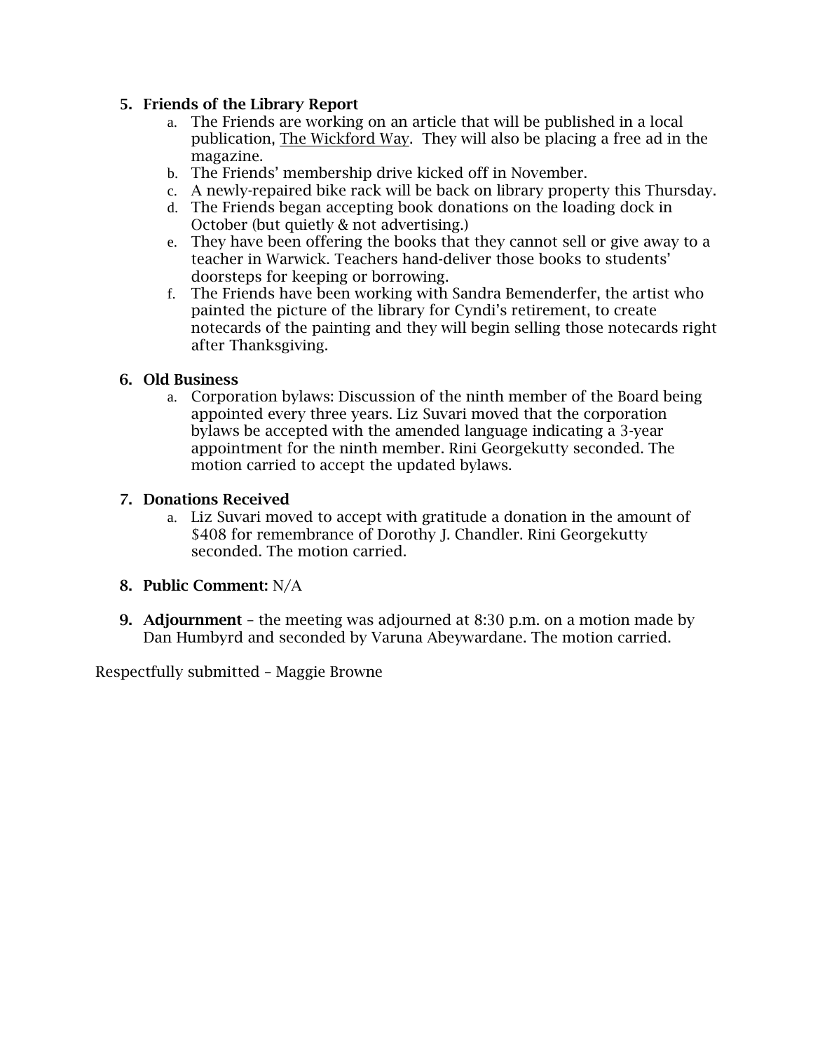5. **Friends of the Library Report**
    a. The Friends are working on an article that will be published in a local publication, The Wickford Way. They will also be placing a free ad in the magazine.
    b. The Friends' membership drive kicked off in November.
    c. A newly-repaired bike rack will be back on library property this Thursday.
    d. The Friends began accepting book donations on the loading dock in October (but quietly & not advertising.)
    e. They have been offering the books that they cannot sell or give away to a teacher in Warwick. Teachers hand-deliver those books to students' doorsteps for keeping or borrowing.
    f. The Friends have been working with Sandra Bemenderfer, the artist who painted the picture of the library for Cyndi's retirement, to create notecards of the painting and they will begin selling those notecards right after Thanksgiving.

6. **Old Business**
    a. Corporation bylaws: Discussion of the ninth member of the Board being appointed every three years. Liz Suvari moved that the corporation bylaws be accepted with the amended language indicating a 3-year appointment for the ninth member. Rini Georgekutty seconded. The motion carried to accept the updated bylaws.

7. **Donations Received**
    a. Liz Suvari moved to accept with gratitude a donation in the amount of $408 for remembrance of Dorothy J. Chandler. Rini Georgekutty seconded. The motion carried.

8. **Public Comment:** N/A

9. **Adjournment** – the meeting was adjourned at 8:30 p.m. on a motion made by Dan Humbyrd and seconded by Varuna Abeywardane. The motion carried.

Respectfully submitted – Maggie Browne